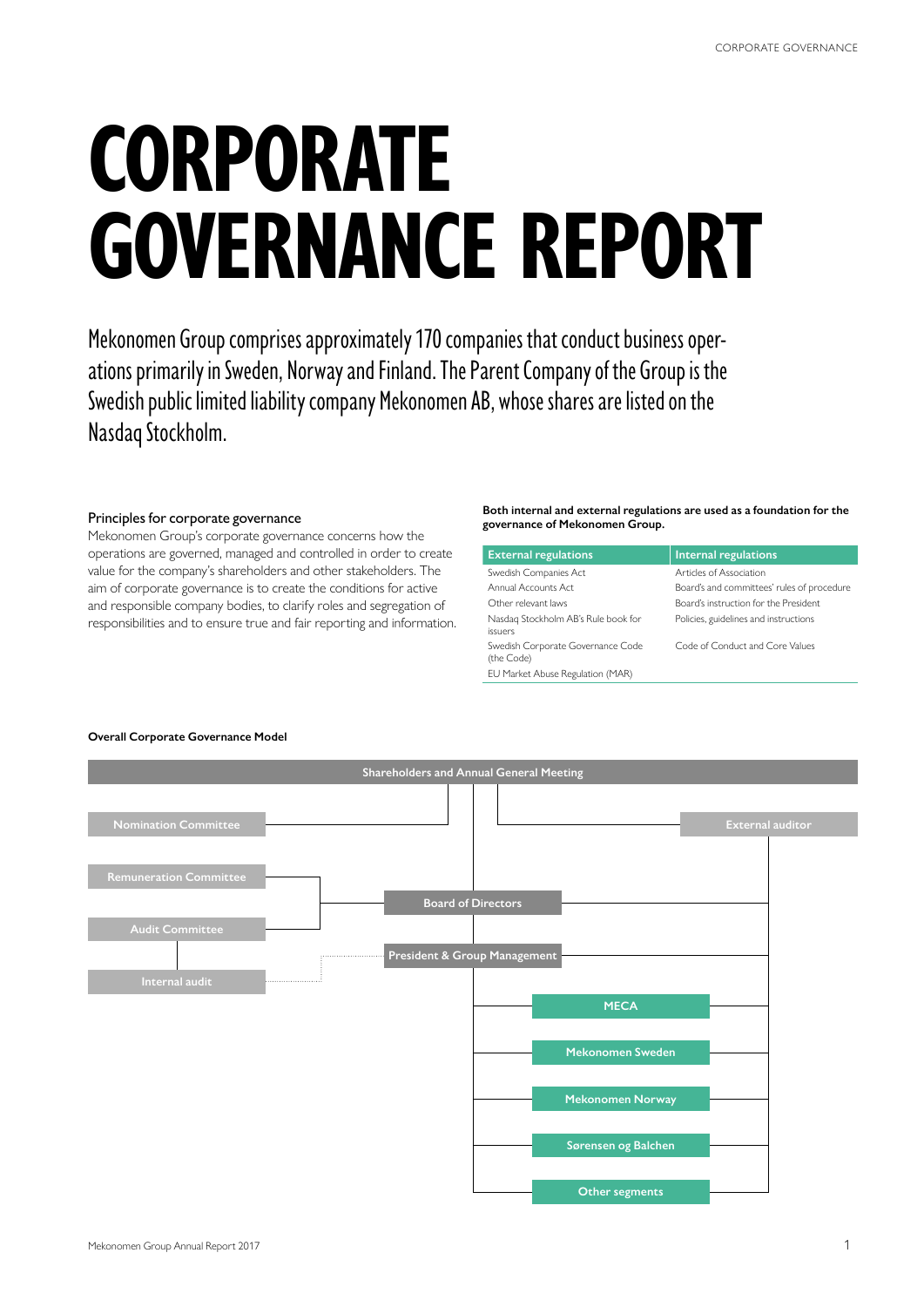# CORPORATE GOVERNANCE REPORT

Mekonomen Group comprises approximately 170 companies that conduct business operations primarily in Sweden, Norway and Finland. The Parent Company of the Group is the Swedish public limited liability company Mekonomen AB, whose shares are listed on the Nasdaq Stockholm.

### Principles for corporate governance

Mekonomen Group's corporate governance concerns how the operations are governed, managed and controlled in order to create value for the company's shareholders and other stakeholders. The aim of corporate governance is to create the conditions for active and responsible company bodies, to clarify roles and segregation of responsibilities and to ensure true and fair reporting and information.

**Both internal and external regulations are used as a foundation for the governance of Mekonomen Group.**

| External regulations | Internal regulations |
|---|---|
| Swedish Companies Act | Articles of Association |
| Annual Accounts Act | Board's and committees' rules of procedure |
| Other relevant laws | Board's instruction for the President |
| Nasdaq Stockholm AB's Rule book for issuers | Policies, guidelines and instructions |
| Swedish Corporate Governance Code (the Code) | Code of Conduct and Core Values |
| EU Market Abuse Regulation (MAR) | |

**Overall Corporate Governance Model**

- Shareholders and Annual General Meeting
  - Nomination Committee
  - External auditor
  - Board of Directors
    - Remuneration Committee
    - Audit Committee
      - Internal audit
    - President & Group Management
      - MECA
      - Mekonomen Sweden
      - Mekonomen Norway
      - Sørensen og Balchen
      - Other segments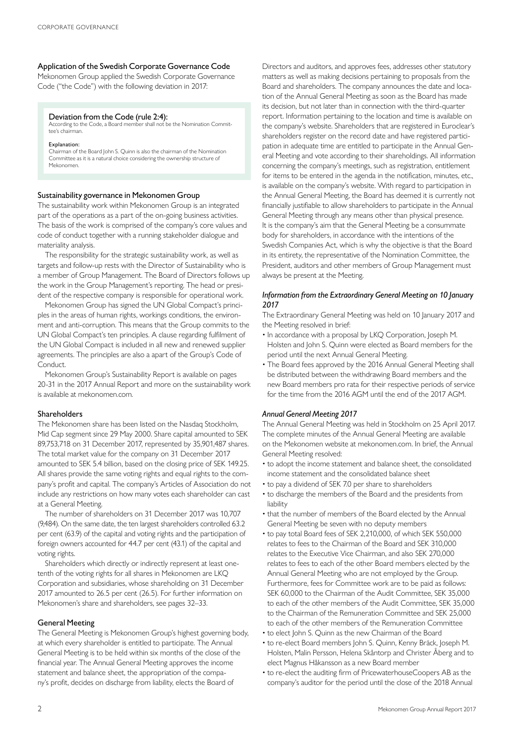### Application of the Swedish Corporate Governance Code

Mekonomen Group applied the Swedish Corporate Governance Code ("the Code") with the following deviation in 2017:

> **Deviation from the Code (rule 2:4):**
> According to the Code, a Board member shall not be the Nomination Committee's chairman.
>
> **Explanation:**
> Chairman of the Board John S. Quinn is also the chairman of the Nomination Committee as it is a natural choice considering the ownership structure of Mekonomen.

### Sustainability governance in Mekonomen Group

The sustainability work within Mekonomen Group is an integrated part of the operations as a part of the on-going business activities. The basis of the work is comprised of the company's core values and code of conduct together with a running stakeholder dialogue and materiality analysis.

The responsibility for the strategic sustainability work, as well as targets and follow-up rests with the Director of Sustainability who is a member of Group Management. The Board of Directors follows up the work in the Group Management's reporting. The head or president of the respective company is responsible for operational work.

Mekonomen Group has signed the UN Global Compact's principles in the areas of human rights, workings conditions, the environment and anti-corruption. This means that the Group commits to the UN Global Compact's ten principles. A clause regarding fulfilment of the UN Global Compact is included in all new and renewed supplier agreements. The principles are also a apart of the Group's Code of Conduct.

Mekonomen Group's Sustainability Report is available on pages 20-31 in the 2017 Annual Report and more on the sustainability work is available at mekonomen.com.

### Shareholders

The Mekonomen share has been listed on the Nasdaq Stockholm, Mid Cap segment since 29 May 2000. Share capital amounted to SEK 89,753,718 on 31 December 2017, represented by 35,901,487 shares. The total market value for the company on 31 December 2017 amounted to SEK 5.4 billion, based on the closing price of SEK 149.25. All shares provide the same voting rights and equal rights to the company's profit and capital. The company's Articles of Association do not include any restrictions on how many votes each shareholder can cast at a General Meeting.

The number of shareholders on 31 December 2017 was 10,707 (9,484). On the same date, the ten largest shareholders controlled 63.2 per cent (63.9) of the capital and voting rights and the participation of foreign owners accounted for 44.7 per cent (43.1) of the capital and voting rights.

Shareholders which directly or indirectly represent at least one-tenth of the voting rights for all shares in Mekonomen are LKQ Corporation and subsidiaries, whose shareholding on 31 December 2017 amounted to 26.5 per cent (26.5). For further information on Mekonomen's share and shareholders, see pages 32–33.

### General Meeting

The General Meeting is Mekonomen Group's highest governing body, at which every shareholder is entitled to participate. The Annual General Meeting is to be held within six months of the close of the financial year. The Annual General Meeting approves the income statement and balance sheet, the appropriation of the company's profit, decides on discharge from liability, elects the Board of Directors and auditors, and approves fees, addresses other statutory matters as well as making decisions pertaining to proposals from the Board and shareholders. The company announces the date and location of the Annual General Meeting as soon as the Board has made its decision, but not later than in connection with the third-quarter report. Information pertaining to the location and time is available on the company's website. Shareholders that are registered in Euroclear's shareholders register on the record date and have registered participation in adequate time are entitled to participate in the Annual General Meeting and vote according to their shareholdings. All information concerning the company's meetings, such as registration, entitlement for items to be entered in the agenda in the notification, minutes, etc., is available on the company's website. With regard to participation in the Annual General Meeting, the Board has deemed it is currently not financially justifiable to allow shareholders to participate in the Annual General Meeting through any means other than physical presence. It is the company's aim that the General Meeting be a consummate body for shareholders, in accordance with the intentions of the Swedish Companies Act, which is why the objective is that the Board in its entirety, the representative of the Nomination Committee, the President, auditors and other members of Group Management must always be present at the Meeting.

#### *Information from the Extraordinary General Meeting on 10 January 2017*

The Extraordinary General Meeting was held on 10 January 2017 and the Meeting resolved in brief:

- In accordance with a proposal by LKQ Corporation, Joseph M. Holsten and John S. Quinn were elected as Board members for the period until the next Annual General Meeting.
- The Board fees approved by the 2016 Annual General Meeting shall be distributed between the withdrawing Board members and the new Board members pro rata for their respective periods of service for the time from the 2016 AGM until the end of the 2017 AGM.

#### *Annual General Meeting 2017*

The Annual General Meeting was held in Stockholm on 25 April 2017. The complete minutes of the Annual General Meeting are available on the Mekonomen website at mekonomen.com. In brief, the Annual General Meeting resolved:

- to adopt the income statement and balance sheet, the consolidated income statement and the consolidated balance sheet
- to pay a dividend of SEK 7.0 per share to shareholders
- to discharge the members of the Board and the presidents from liability
- that the number of members of the Board elected by the Annual General Meeting be seven with no deputy members
- to pay total Board fees of SEK 2,210,000, of which SEK 550,000 relates to fees to the Chairman of the Board and SEK 310,000 relates to the Executive Vice Chairman, and also SEK 270,000 relates to fees to each of the other Board members elected by the Annual General Meeting who are not employed by the Group. Furthermore, fees for Committee work are to be paid as follows: SEK 60,000 to the Chairman of the Audit Committee, SEK 35,000 to each of the other members of the Audit Committee, SEK 35,000 to the Chairman of the Remuneration Committee and SEK 25,000 to each of the other members of the Remuneration Committee
- to elect John S. Quinn as the new Chairman of the Board
- to re-elect Board members John S. Quinn, Kenny Bräck, Joseph M. Holsten, Malin Persson, Helena Skåntorp and Christer Åberg and to elect Magnus Håkansson as a new Board member
- to re-elect the auditing firm of PricewaterhouseCoopers AB as the company's auditor for the period until the close of the 2018 Annual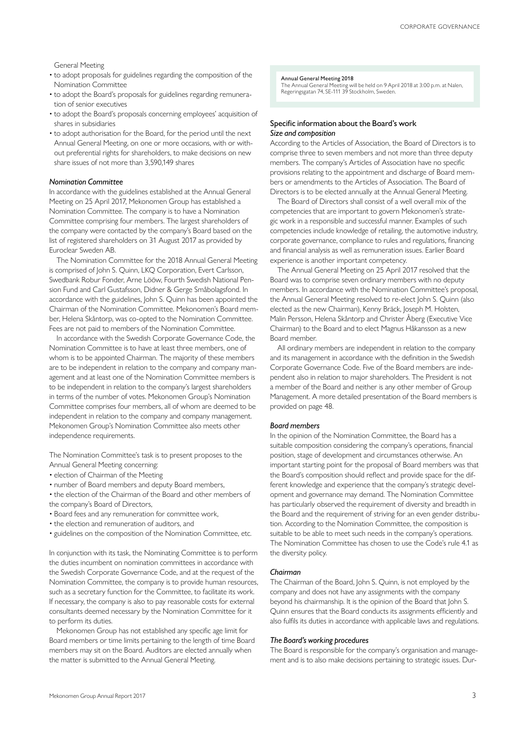General Meeting

- to adopt proposals for guidelines regarding the composition of the Nomination Committee
- to adopt the Board's proposals for guidelines regarding remuneration of senior executives
- to adopt the Board's proposals concerning employees' acquisition of shares in subsidiaries
- to adopt authorisation for the Board, for the period until the next Annual General Meeting, on one or more occasions, with or without preferential rights for shareholders, to make decisions on new share issues of not more than 3,590,149 shares

### *Nomination Committee*

In accordance with the guidelines established at the Annual General Meeting on 25 April 2017, Mekonomen Group has established a Nomination Committee. The company is to have a Nomination Committee comprising four members. The largest shareholders of the company were contacted by the company's Board based on the list of registered shareholders on 31 August 2017 as provided by Euroclear Sweden AB.

The Nomination Committee for the 2018 Annual General Meeting is comprised of John S. Quinn, LKQ Corporation, Evert Carlsson, Swedbank Robur Fonder, Arne Lööw, Fourth Swedish National Pension Fund and Carl Gustafsson, Didner & Gerge Småbolagsfond. In accordance with the guidelines, John S. Quinn has been appointed the Chairman of the Nomination Committee. Mekonomen's Board member, Helena Skåntorp, was co-opted to the Nomination Committee. Fees are not paid to members of the Nomination Committee.

In accordance with the Swedish Corporate Governance Code, the Nomination Committee is to have at least three members, one of whom is to be appointed Chairman. The majority of these members are to be independent in relation to the company and company management and at least one of the Nomination Committee members is to be independent in relation to the company's largest shareholders in terms of the number of votes. Mekonomen Group's Nomination Committee comprises four members, all of whom are deemed to be independent in relation to the company and company management. Mekonomen Group's Nomination Committee also meets other independence requirements.

The Nomination Committee's task is to present proposes to the Annual General Meeting concerning:

- election of Chairman of the Meeting
- number of Board members and deputy Board members,
- the election of the Chairman of the Board and other members of the company's Board of Directors,
- Board fees and any remuneration for committee work,
- the election and remuneration of auditors, and
- guidelines on the composition of the Nomination Committee, etc.

In conjunction with its task, the Nominating Committee is to perform the duties incumbent on nomination committees in accordance with the Swedish Corporate Governance Code, and at the request of the Nomination Committee, the company is to provide human resources, such as a secretary function for the Committee, to facilitate its work. If necessary, the company is also to pay reasonable costs for external consultants deemed necessary by the Nomination Committee for it to perform its duties.

Mekonomen Group has not established any specific age limit for Board members or time limits pertaining to the length of time Board members may sit on the Board. Auditors are elected annually when the matter is submitted to the Annual General Meeting.

**Annual General Meeting 2018**
The Annual General Meeting will be held on 9 April 2018 at 3:00 p.m. at Nalen, Regeringsgatan 74, SE-111 39 Stockholm, Sweden.

## Specific information about the Board's work

### *Size and composition*

According to the Articles of Association, the Board of Directors is to comprise three to seven members and not more than three deputy members. The company's Articles of Association have no specific provisions relating to the appointment and discharge of Board members or amendments to the Articles of Association. The Board of Directors is to be elected annually at the Annual General Meeting.

The Board of Directors shall consist of a well overall mix of the competencies that are important to govern Mekonomen's strategic work in a responsible and successful manner. Examples of such competencies include knowledge of retailing, the automotive industry, corporate governance, compliance to rules and regulations, financing and financial analysis as well as remuneration issues. Earlier Board experience is another important competency.

The Annual General Meeting on 25 April 2017 resolved that the Board was to comprise seven ordinary members with no deputy members. In accordance with the Nomination Committee's proposal, the Annual General Meeting resolved to re-elect John S. Quinn (also elected as the new Chairman), Kenny Bräck, Joseph M. Holsten, Malin Persson, Helena Skåntorp and Christer Åberg (Executive Vice Chairman) to the Board and to elect Magnus Håkansson as a new Board member.

All ordinary members are independent in relation to the company and its management in accordance with the definition in the Swedish Corporate Governance Code. Five of the Board members are independent also in relation to major shareholders. The President is not a member of the Board and neither is any other member of Group Management. A more detailed presentation of the Board members is provided on page 48.

### *Board members*

In the opinion of the Nomination Committee, the Board has a suitable composition considering the company's operations, financial position, stage of development and circumstances otherwise. An important starting point for the proposal of Board members was that the Board's composition should reflect and provide space for the different knowledge and experience that the company's strategic development and governance may demand. The Nomination Committee has particularly observed the requirement of diversity and breadth in the Board and the requirement of striving for an even gender distribution. According to the Nomination Committee, the composition is suitable to be able to meet such needs in the company's operations. The Nomination Committee has chosen to use the Code's rule 4.1 as the diversity policy.

### *Chairman*

The Chairman of the Board, John S. Quinn, is not employed by the company and does not have any assignments with the company beyond his chairmanship. It is the opinion of the Board that John S. Quinn ensures that the Board conducts its assignments efficiently and also fulfils its duties in accordance with applicable laws and regulations.

### *The Board's working procedures*

The Board is responsible for the company's organisation and management and is to also make decisions pertaining to strategic issues. Dur-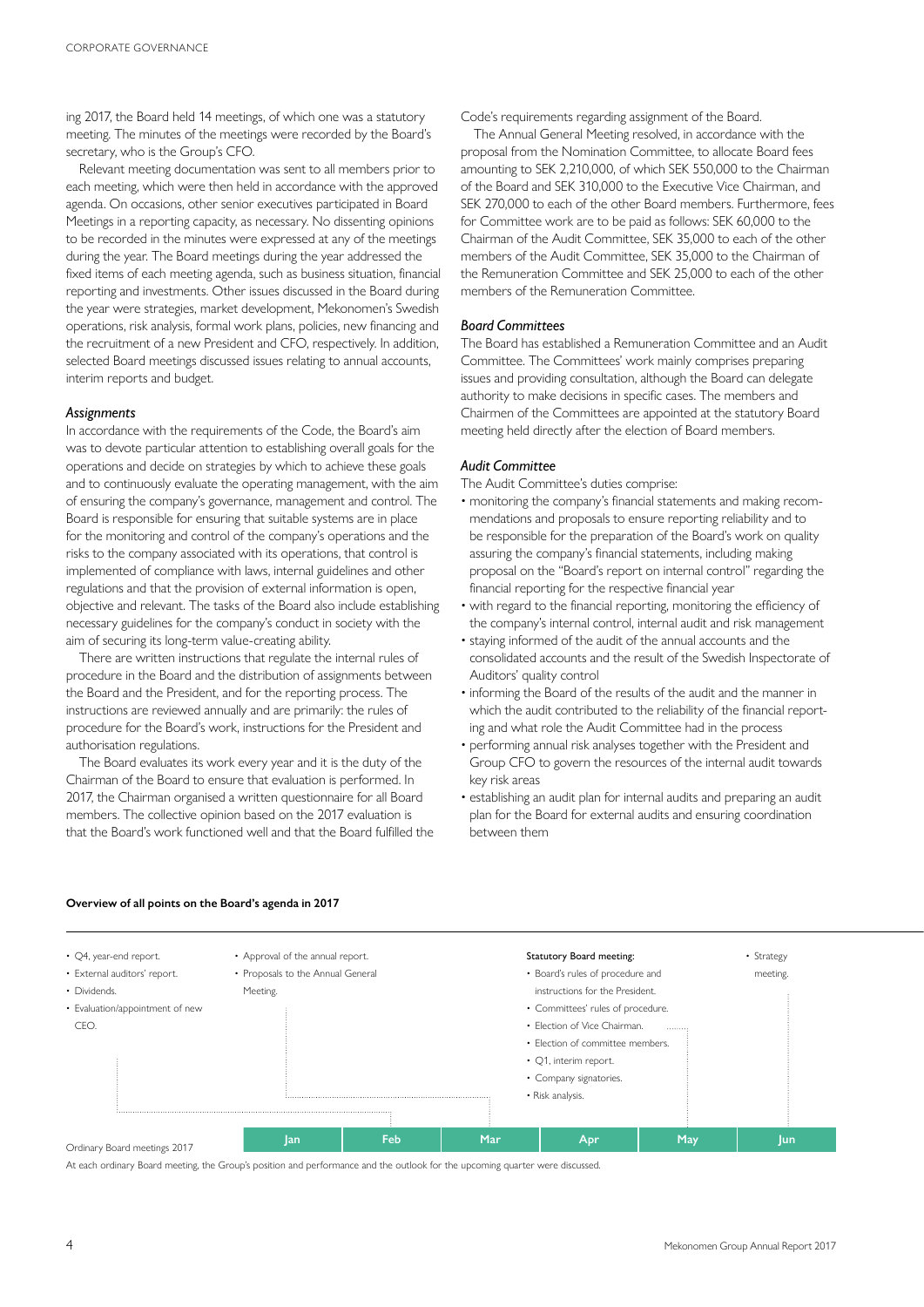ing 2017, the Board held 14 meetings, of which one was a statutory meeting. The minutes of the meetings were recorded by the Board's secretary, who is the Group's CFO.

Relevant meeting documentation was sent to all members prior to each meeting, which were then held in accordance with the approved agenda. On occasions, other senior executives participated in Board Meetings in a reporting capacity, as necessary. No dissenting opinions to be recorded in the minutes were expressed at any of the meetings during the year. The Board meetings during the year addressed the fixed items of each meeting agenda, such as business situation, financial reporting and investments. Other issues discussed in the Board during the year were strategies, market development, Mekonomen's Swedish operations, risk analysis, formal work plans, policies, new financing and the recruitment of a new President and CFO, respectively. In addition, selected Board meetings discussed issues relating to annual accounts, interim reports and budget.

### *Assignments*

In accordance with the requirements of the Code, the Board's aim was to devote particular attention to establishing overall goals for the operations and decide on strategies by which to achieve these goals and to continuously evaluate the operating management, with the aim of ensuring the company's governance, management and control. The Board is responsible for ensuring that suitable systems are in place for the monitoring and control of the company's operations and the risks to the company associated with its operations, that control is implemented of compliance with laws, internal guidelines and other regulations and that the provision of external information is open, objective and relevant. The tasks of the Board also include establishing necessary guidelines for the company's conduct in society with the aim of securing its long-term value-creating ability.

There are written instructions that regulate the internal rules of procedure in the Board and the distribution of assignments between the Board and the President, and for the reporting process. The instructions are reviewed annually and are primarily: the rules of procedure for the Board's work, instructions for the President and authorisation regulations.

The Board evaluates its work every year and it is the duty of the Chairman of the Board to ensure that evaluation is performed. In 2017, the Chairman organised a written questionnaire for all Board members. The collective opinion based on the 2017 evaluation is that the Board's work functioned well and that the Board fulfilled the Code's requirements regarding assignment of the Board.

The Annual General Meeting resolved, in accordance with the proposal from the Nomination Committee, to allocate Board fees amounting to SEK 2,210,000, of which SEK 550,000 to the Chairman of the Board and SEK 310,000 to the Executive Vice Chairman, and SEK 270,000 to each of the other Board members. Furthermore, fees for Committee work are to be paid as follows: SEK 60,000 to the Chairman of the Audit Committee, SEK 35,000 to each of the other members of the Audit Committee, SEK 35,000 to the Chairman of the Remuneration Committee and SEK 25,000 to each of the other members of the Remuneration Committee.

### *Board Committees*

The Board has established a Remuneration Committee and an Audit Committee. The Committees' work mainly comprises preparing issues and providing consultation, although the Board can delegate authority to make decisions in specific cases. The members and Chairmen of the Committees are appointed at the statutory Board meeting held directly after the election of Board members.

### *Audit Committee*

The Audit Committee's duties comprise:

- monitoring the company's financial statements and making recommendations and proposals to ensure reporting reliability and to be responsible for the preparation of the Board's work on quality assuring the company's financial statements, including making proposal on the "Board's report on internal control" regarding the financial reporting for the respective financial year
- with regard to the financial reporting, monitoring the efficiency of the company's internal control, internal audit and risk management
- staying informed of the audit of the annual accounts and the consolidated accounts and the result of the Swedish Inspectorate of Auditors' quality control
- informing the Board of the results of the audit and the manner in which the audit contributed to the reliability of the financial reporting and what role the Audit Committee had in the process
- performing annual risk analyses together with the President and Group CFO to govern the resources of the internal audit towards key risk areas
- establishing an audit plan for internal audits and preparing an audit plan for the Board for external audits and ensuring coordination between them

**Overview of all points on the Board's agenda in 2017**

| Jan | Feb | Mar | Apr | May | Jun |
|---|---|---|---|---|---|
| • Q4, year-end report.<br>• External auditors' report.<br>• Dividends.<br>• Evaluation/appointment of new CEO. | • Approval of the annual report.<br>• Proposals to the Annual General Meeting. | | **Statutory Board meeting:**<br>• Board's rules of procedure and instructions for the President.<br>• Committees' rules of procedure.<br>• Election of Vice Chairman.<br>• Election of committee members.<br>• Q1, interim report.<br>• Company signatories.<br>• Risk analysis. | | • Strategy meeting. |

Ordinary Board meetings 2017

At each ordinary Board meeting, the Group's position and performance and the outlook for the upcoming quarter were discussed.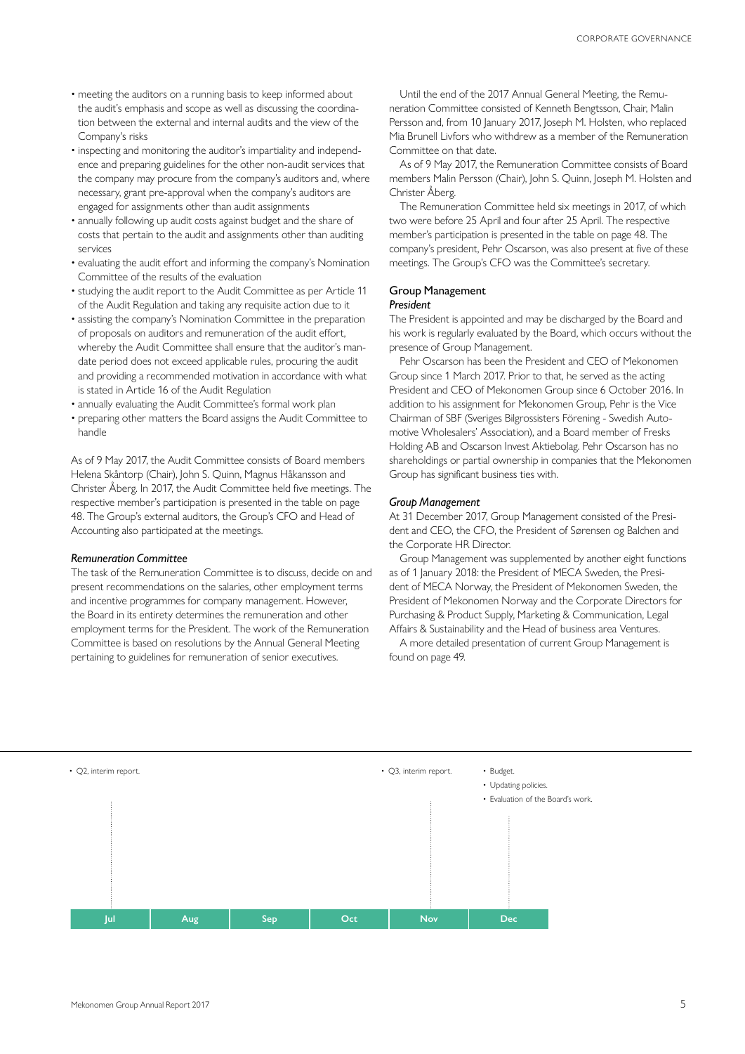- meeting the auditors on a running basis to keep informed about the audit's emphasis and scope as well as discussing the coordination between the external and internal audits and the view of the Company's risks
- inspecting and monitoring the auditor's impartiality and independence and preparing guidelines for the other non-audit services that the company may procure from the company's auditors and, where necessary, grant pre-approval when the company's auditors are engaged for assignments other than audit assignments
- annually following up audit costs against budget and the share of costs that pertain to the audit and assignments other than auditing services
- evaluating the audit effort and informing the company's Nomination Committee of the results of the evaluation
- studying the audit report to the Audit Committee as per Article 11 of the Audit Regulation and taking any requisite action due to it
- assisting the company's Nomination Committee in the preparation of proposals on auditors and remuneration of the audit effort, whereby the Audit Committee shall ensure that the auditor's mandate period does not exceed applicable rules, procuring the audit and providing a recommended motivation in accordance with what is stated in Article 16 of the Audit Regulation
- annually evaluating the Audit Committee's formal work plan
- preparing other matters the Board assigns the Audit Committee to handle

As of 9 May 2017, the Audit Committee consists of Board members Helena Skåntorp (Chair), John S. Quinn, Magnus Håkansson and Christer Åberg. In 2017, the Audit Committee held five meetings. The respective member's participation is presented in the table on page 48. The Group's external auditors, the Group's CFO and Head of Accounting also participated at the meetings.

*Remuneration Committee*

The task of the Remuneration Committee is to discuss, decide on and present recommendations on the salaries, other employment terms and incentive programmes for company management. However, the Board in its entirety determines the remuneration and other employment terms for the President. The work of the Remuneration Committee is based on resolutions by the Annual General Meeting pertaining to guidelines for remuneration of senior executives.

Until the end of the 2017 Annual General Meeting, the Remuneration Committee consisted of Kenneth Bengtsson, Chair, Malin Persson and, from 10 January 2017, Joseph M. Holsten, who replaced Mia Brunell Livfors who withdrew as a member of the Remuneration Committee on that date.

As of 9 May 2017, the Remuneration Committee consists of Board members Malin Persson (Chair), John S. Quinn, Joseph M. Holsten and Christer Åberg.

The Remuneration Committee held six meetings in 2017, of which two were before 25 April and four after 25 April. The respective member's participation is presented in the table on page 48. The company's president, Pehr Oscarson, was also present at five of these meetings. The Group's CFO was the Committee's secretary.

## Group Management

*President*

The President is appointed and may be discharged by the Board and his work is regularly evaluated by the Board, which occurs without the presence of Group Management.

Pehr Oscarson has been the President and CEO of Mekonomen Group since 1 March 2017. Prior to that, he served as the acting President and CEO of Mekonomen Group since 6 October 2016. In addition to his assignment for Mekonomen Group, Pehr is the Vice Chairman of SBF (Sveriges Bilgrossisters Förening - Swedish Automotive Wholesalers' Association), and a Board member of Fresks Holding AB and Oscarson Invest Aktiebolag. Pehr Oscarson has no shareholdings or partial ownership in companies that the Mekonomen Group has significant business ties with.

*Group Management*

At 31 December 2017, Group Management consisted of the President and CEO, the CFO, the President of Sørensen og Balchen and the Corporate HR Director.

Group Management was supplemented by another eight functions as of 1 January 2018: the President of MECA Sweden, the President of MECA Norway, the President of Mekonomen Sweden, the President of Mekonomen Norway and the Corporate Directors for Purchasing & Product Supply, Marketing & Communication, Legal Affairs & Sustainability and the Head of business area Ventures.

A more detailed presentation of current Group Management is found on page 49.

| Jul | Aug | Sep | Oct | Nov | Dec |
|---|---|---|---|---|---|
| • Q2, interim report. | | | | • Q3, interim report. | • Budget.<br>• Updating policies.<br>• Evaluation of the Board's work. |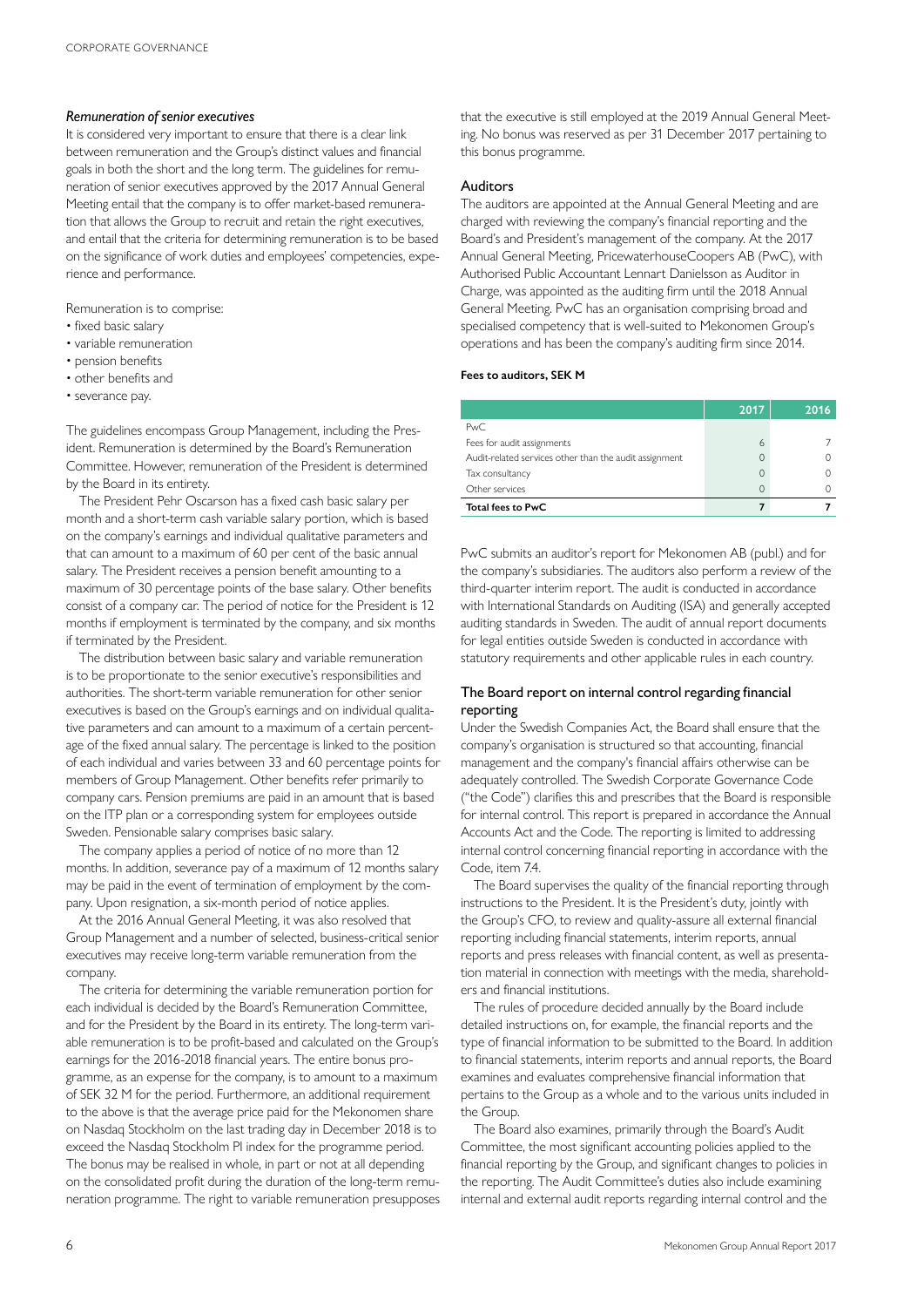### *Remuneration of senior executives*

It is considered very important to ensure that there is a clear link between remuneration and the Group's distinct values and financial goals in both the short and the long term. The guidelines for remuneration of senior executives approved by the 2017 Annual General Meeting entail that the company is to offer market-based remuneration that allows the Group to recruit and retain the right executives, and entail that the criteria for determining remuneration is to be based on the significance of work duties and employees' competencies, experience and performance.

Remuneration is to comprise:

- fixed basic salary
- variable remuneration
- pension benefits
- other benefits and
- severance pay.

The guidelines encompass Group Management, including the President. Remuneration is determined by the Board's Remuneration Committee. However, remuneration of the President is determined by the Board in its entirety.

The President Pehr Oscarson has a fixed cash basic salary per month and a short-term cash variable salary portion, which is based on the company's earnings and individual qualitative parameters and that can amount to a maximum of 60 per cent of the basic annual salary. The President receives a pension benefit amounting to a maximum of 30 percentage points of the base salary. Other benefits consist of a company car. The period of notice for the President is 12 months if employment is terminated by the company, and six months if terminated by the President.

The distribution between basic salary and variable remuneration is to be proportionate to the senior executive's responsibilities and authorities. The short-term variable remuneration for other senior executives is based on the Group's earnings and on individual qualitative parameters and can amount to a maximum of a certain percentage of the fixed annual salary. The percentage is linked to the position of each individual and varies between 33 and 60 percentage points for members of Group Management. Other benefits refer primarily to company cars. Pension premiums are paid in an amount that is based on the ITP plan or a corresponding system for employees outside Sweden. Pensionable salary comprises basic salary.

The company applies a period of notice of no more than 12 months. In addition, severance pay of a maximum of 12 months salary may be paid in the event of termination of employment by the company. Upon resignation, a six-month period of notice applies.

At the 2016 Annual General Meeting, it was also resolved that Group Management and a number of selected, business-critical senior executives may receive long-term variable remuneration from the company.

The criteria for determining the variable remuneration portion for each individual is decided by the Board's Remuneration Committee, and for the President by the Board in its entirety. The long-term variable remuneration is to be profit-based and calculated on the Group's earnings for the 2016-2018 financial years. The entire bonus programme, as an expense for the company, is to amount to a maximum of SEK 32 M for the period. Furthermore, an additional requirement to the above is that the average price paid for the Mekonomen share on Nasdaq Stockholm on the last trading day in December 2018 is to exceed the Nasdaq Stockholm PI index for the programme period. The bonus may be realised in whole, in part or not at all depending on the consolidated profit during the duration of the long-term remuneration programme. The right to variable remuneration presupposes that the executive is still employed at the 2019 Annual General Meeting. No bonus was reserved as per 31 December 2017 pertaining to this bonus programme.

## Auditors

The auditors are appointed at the Annual General Meeting and are charged with reviewing the company's financial reporting and the Board's and President's management of the company. At the 2017 Annual General Meeting, PricewaterhouseCoopers AB (PwC), with Authorised Public Accountant Lennart Danielsson as Auditor in Charge, was appointed as the auditing firm until the 2018 Annual General Meeting. PwC has an organisation comprising broad and specialised competency that is well-suited to Mekonomen Group's operations and has been the company's auditing firm since 2014.

**Fees to auditors, SEK M**

| | 2017 | 2016 |
|---|---|---|
| PwC | | |
| Fees for audit assignments | 6 | 7 |
| Audit-related services other than the audit assignment | 0 | 0 |
| Tax consultancy | 0 | 0 |
| Other services | 0 | 0 |
| **Total fees to PwC** | **7** | **7** |

PwC submits an auditor's report for Mekonomen AB (publ.) and for the company's subsidiaries. The auditors also perform a review of the third-quarter interim report. The audit is conducted in accordance with International Standards on Auditing (ISA) and generally accepted auditing standards in Sweden. The audit of annual report documents for legal entities outside Sweden is conducted in accordance with statutory requirements and other applicable rules in each country.

## The Board report on internal control regarding financial reporting

Under the Swedish Companies Act, the Board shall ensure that the company's organisation is structured so that accounting, financial management and the company's financial affairs otherwise can be adequately controlled. The Swedish Corporate Governance Code ("the Code") clarifies this and prescribes that the Board is responsible for internal control. This report is prepared in accordance the Annual Accounts Act and the Code. The reporting is limited to addressing internal control concerning financial reporting in accordance with the Code, item 7.4.

The Board supervises the quality of the financial reporting through instructions to the President. It is the President's duty, jointly with the Group's CFO, to review and quality-assure all external financial reporting including financial statements, interim reports, annual reports and press releases with financial content, as well as presentation material in connection with meetings with the media, shareholders and financial institutions.

The rules of procedure decided annually by the Board include detailed instructions on, for example, the financial reports and the type of financial information to be submitted to the Board. In addition to financial statements, interim reports and annual reports, the Board examines and evaluates comprehensive financial information that pertains to the Group as a whole and to the various units included in the Group.

The Board also examines, primarily through the Board's Audit Committee, the most significant accounting policies applied to the financial reporting by the Group, and significant changes to policies in the reporting. The Audit Committee's duties also include examining internal and external audit reports regarding internal control and the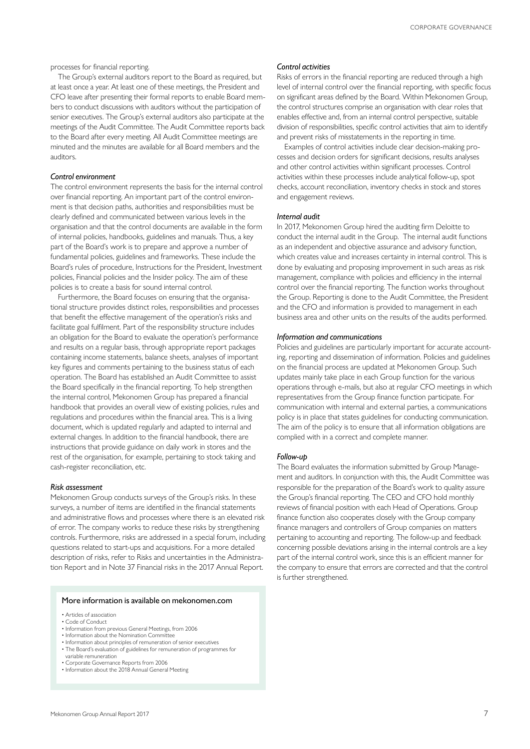processes for financial reporting.

The Group's external auditors report to the Board as required, but at least once a year. At least one of these meetings, the President and CFO leave after presenting their formal reports to enable Board members to conduct discussions with auditors without the participation of senior executives. The Group's external auditors also participate at the meetings of the Audit Committee. The Audit Committee reports back to the Board after every meeting. All Audit Committee meetings are minuted and the minutes are available for all Board members and the auditors.

### *Control environment*

The control environment represents the basis for the internal control over financial reporting. An important part of the control environment is that decision paths, authorities and responsibilities must be clearly defined and communicated between various levels in the organisation and that the control documents are available in the form of internal policies, handbooks, guidelines and manuals. Thus, a key part of the Board's work is to prepare and approve a number of fundamental policies, guidelines and frameworks. These include the Board's rules of procedure, Instructions for the President, Investment policies, Financial policies and the Insider policy. The aim of these policies is to create a basis for sound internal control.

Furthermore, the Board focuses on ensuring that the organisational structure provides distinct roles, responsibilities and processes that benefit the effective management of the operation's risks and facilitate goal fulfilment. Part of the responsibility structure includes an obligation for the Board to evaluate the operation's performance and results on a regular basis, through appropriate report packages containing income statements, balance sheets, analyses of important key figures and comments pertaining to the business status of each operation. The Board has established an Audit Committee to assist the Board specifically in the financial reporting. To help strengthen the internal control, Mekonomen Group has prepared a financial handbook that provides an overall view of existing policies, rules and regulations and procedures within the financial area. This is a living document, which is updated regularly and adapted to internal and external changes. In addition to the financial handbook, there are instructions that provide guidance on daily work in stores and the rest of the organisation, for example, pertaining to stock taking and cash-register reconciliation, etc.

### *Risk assessment*

Mekonomen Group conducts surveys of the Group's risks. In these surveys, a number of items are identified in the financial statements and administrative flows and processes where there is an elevated risk of error. The company works to reduce these risks by strengthening controls. Furthermore, risks are addressed in a special forum, including questions related to start-ups and acquisitions. For a more detailed description of risks, refer to Risks and uncertainties in the Administration Report and in Note 37 Financial risks in the 2017 Annual Report.

### More information is available on mekonomen.com

- Articles of association
- Code of Conduct
- Information from previous General Meetings, from 2006
- Information about the Nomination Committee
- Information about principles of remuneration of senior executives
- The Board's evaluation of guidelines for remuneration of programmes for variable remuneration
- Corporate Governance Reports from 2006
- Information about the 2018 Annual General Meeting

### *Control activities*

Risks of errors in the financial reporting are reduced through a high level of internal control over the financial reporting, with specific focus on significant areas defined by the Board. Within Mekonomen Group, the control structures comprise an organisation with clear roles that enables effective and, from an internal control perspective, suitable division of responsibilities, specific control activities that aim to identify and prevent risks of misstatements in the reporting in time.

Examples of control activities include clear decision-making processes and decision orders for significant decisions, results analyses and other control activities within significant processes. Control activities within these processes include analytical follow-up, spot checks, account reconciliation, inventory checks in stock and stores and engagement reviews.

### *Internal audit*

In 2017, Mekonomen Group hired the auditing firm Deloitte to conduct the internal audit in the Group. The internal audit functions as an independent and objective assurance and advisory function, which creates value and increases certainty in internal control. This is done by evaluating and proposing improvement in such areas as risk management, compliance with policies and efficiency in the internal control over the financial reporting. The function works throughout the Group. Reporting is done to the Audit Committee, the President and the CFO and information is provided to management in each business area and other units on the results of the audits performed.

### *Information and communications*

Policies and guidelines are particularly important for accurate accounting, reporting and dissemination of information. Policies and guidelines on the financial process are updated at Mekonomen Group. Such updates mainly take place in each Group function for the various operations through e-mails, but also at regular CFO meetings in which representatives from the Group finance function participate. For communication with internal and external parties, a communications policy is in place that states guidelines for conducting communication. The aim of the policy is to ensure that all information obligations are complied with in a correct and complete manner.

### *Follow-up*

The Board evaluates the information submitted by Group Management and auditors. In conjunction with this, the Audit Committee was responsible for the preparation of the Board's work to quality assure the Group's financial reporting. The CEO and CFO hold monthly reviews of financial position with each Head of Operations. Group finance function also cooperates closely with the Group company finance managers and controllers of Group companies on matters pertaining to accounting and reporting. The follow-up and feedback concerning possible deviations arising in the internal controls are a key part of the internal control work, since this is an efficient manner for the company to ensure that errors are corrected and that the control is further strengthened.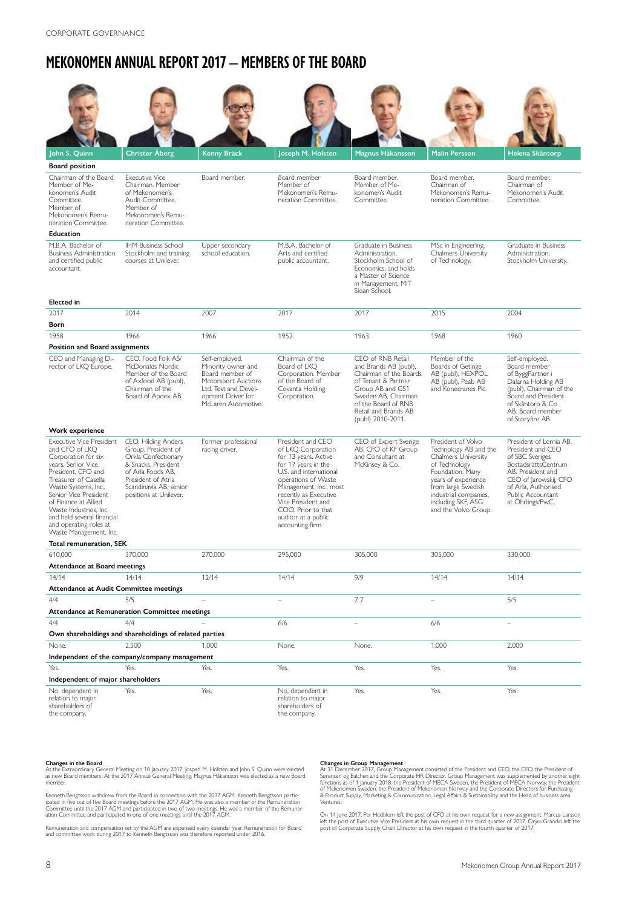CORPORATE GOVERNANCE

# MEKONOMEN ANNUAL REPORT 2017 – MEMBERS OF THE BOARD

| | John S. Quinn | Christer Åberg | Kenny Bräck | Joseph M. Holsten | Magnus Håkansson | Malin Persson | Helena Skåntorp |
|---|---|---|---|---|---|---|---|
| **Board position** | Chairman of the Board. Member of Mekonomen's Audit Committee. Member of Mekonomen's Remuneration Committee. | Executive Vice Chairman. Member of Mekonomen's Audit Committee. Member of Mekonomen's Remuneration Committee. | Board member. | Board member Member of Mekonomen's Remuneration Committee. | Board member. Member of Mekonomen's Audit Committee. | Board member. Chairman of Mekonomen's Remuneration Committee. | Board member. Chairman of Mekonomen's Audit Committee. |
| **Education** | M.B.A, Bachelor of Business Administration and certified public accountant. | IHM Business School Stockholm and training courses at Unilever. | Upper secondary school education. | M.B.A, Bachelor of Arts and certified public accountant. | Graduate in Business Administration, Stockholm School of Economics, and holds a Master of Science in Management, MIT Sloan School. | MSc in Engineering, Chalmers University of Technology. | Graduate in Business Administration, Stockholm University. |
| **Elected in** | 2017 | 2014 | 2007 | 2017 | 2017 | 2015 | 2004 |
| **Born** | 1958 | 1966 | 1966 | 1952 | 1963 | 1968 | 1960 |
| **Position and Board assignments** | CEO and Managing Director of LKQ Europe. | CEO, Food Folk AS/ McDonalds Nordic Member of the Board of Axfood AB (publ), Chairman of the Board of Apoex AB. | Self-employed. Minority owner and Board member of Motorsport Auctions Ltd. Test and Development Driver for McLaren Automotive. | Chairman of the Board of LKQ Corporation. Member of the Board of Covanta Holding Corporation. | CEO of RNB Retail and Brands AB (publ), Chairman of the Boards of Tenant & Partner Group AB and GS1 Sweden AB, Chairman of the Board of RNB Retail and Brands AB (publ) 2010-2011. | Member of the Boards of Getinge AB (publ), HEXPOL AB (publ), Peab AB and Konecranes Plc. | Self-employed. Board member of ByggPartner i Dalarna Holding AB (publ). Chairman of the Board and President of Skåntorp & Co AB. Board member of Storyfire AB. |
| **Work experience** | Executive Vice President and CFO of LKQ Corporation for six years. Senior Vice President, CFO and Treasurer of Casella Waste Systems, Inc., Senior Vice President of Finance at Allied Waste Industries, Inc. and held several financial and operating roles at Waste Management, Inc. | CEO, Hilding Anders Group. President of Orkla Confectionary & Snacks, President of Arla Foods AB, President of Atria Scandinavia AB, senior positions at Unilever. | Former professional racing driver. | President and CEO of LKQ Corporation for 13 years. Active for 17 years in the U.S. and international operations of Waste Management, Inc., most recently as Executive Vice President and COO. Prior to that auditor at a public accounting firm. | CEO of Expert Sverige AB, CFO of KF Group and Consultant at McKinsey & Co. | President of Volvo Technology AB and the Chalmers University of Technology Foundation. Many years of experience from large Swedish industrial companies, including SKF, ASG and the Volvo Group. | President of Lernia AB. President and CEO of SBC Sveriges BostadsrättsCentrum AB. President and CEO of Jarowskij, CFO of Arla, Authorised Public Accountant at Öhrlings/PwC. |
| **Total remuneration, SEK** | 610,000 | 370,000 | 270,000 | 295,000 | 305,000 | 305,000 | 330,000 |
| **Attendance at Board meetings** | 14/14 | 14/14 | 12/14 | 14/14 | 9/9 | 14/14 | 14/14 |
| **Attendance at Audit Committee meetings** | 4/4 | 5/5 | – | – | 7 7 | – | 5/5 |
| **Attendance at Remuneration Committee meetings** | 4/4 | 4/4 | – | 6/6 | – | 6/6 | – |
| **Own shareholdings and shareholdings of related parties** | None. | 2,500 | 1,000 | None. | None. | 1,000 | 2,000 |
| **Independent of the company/company management** | Yes. | Yes. | Yes. | Yes. | Yes. | Yes. | Yes. |
| **Independent of major shareholders** | No, dependent in relation to major shareholders of the company. | Yes. | Yes. | No, dependent in relation to major shareholders of the company. | Yes. | Yes. | Yes. |

**Changes in the Board**
At the Extraordinary General Meeting on 10 January 2017, Jospeh M. Holsten and John S. Quinn were elected as new Board members. At the 2017 Annual General Meeting, Magnus Håkansson was elected as a new Board member.

Kenneth Bengtsson withdrew from the Board in connection with the 2017 AGM. Kenneth Bengtsson participated in five out of five Board meetings before the 2017 AGM. He was also a member of the Remuneration Committee until the 2017 AGM and participated in two of two meetings. He was a member of the Remuneration Committee and participated in one of one meetings until the 2017 AGM.

Remuneration and compensation set by the AGM are expensed every calendar year. Remuneration for Board and committee work during 2017 to Kenneth Bengtsson was therefore reported under 2016.

**Changes in Group Management**
At 31 December 2017, Group Management consisted of the President and CEO, the CFO, the President of Sørensen og Balchen and the Corporate HR Director. Group Management was supplemented by another eight functions as of 1 January 2018: the President of MECA Sweden, the President of MECA Norway, the President of Mekonomen Sweden, the President of Mekonomen Norway and the Corporate Directors for Purchasing & Product Supply, Marketing & Communication, Legal Affairs & Sustainability and the Head of business area Ventures.

On 14 June 2017, Per Hedblom left the post of CFO at his own request for a new assignment. Marcus Larsson left the post of Executive Vice President at his own request in the third quarter of 2017. Örjan Grandin left the post of Corporate Supply Chain Director at his own request in the fourth quarter of 2017.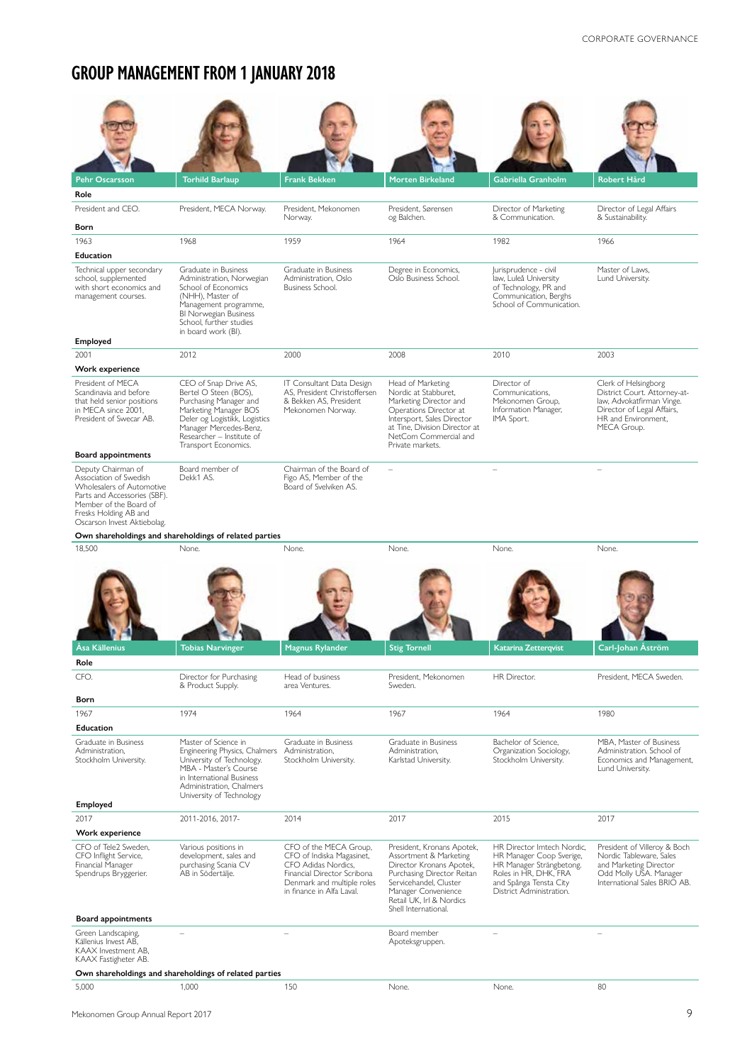# GROUP MANAGEMENT FROM 1 JANUARY 2018

| | Pehr Oscarsson | Torhild Barlaup | Frank Bekken | Morten Birkeland | Gabriella Granholm | Robert Hård |
|---|---|---|---|---|---|---|
| **Role** | President and CEO. | President, MECA Norway. | President, Mekonomen Norway. | President, Sørensen og Balchen. | Director of Marketing & Communication. | Director of Legal Affairs & Sustainability. |
| **Born** | 1963 | 1968 | 1959 | 1964 | 1982 | 1966 |
| **Education** | Technical upper secondary school, supplemented with short economics and management courses. | Graduate in Business Administration, Norwegian School of Economics (NHH), Master of Management programme, BI Norwegian Business School, further studies in board work (BI). | Graduate in Business Administration, Oslo Business School. | Degree in Economics, Oslo Business School. | Jurisprudence - civil law, Luleå University of Technology, PR and Communication, Berghs School of Communication. | Master of Laws, Lund University. |
| **Employed** | 2001 | 2012 | 2000 | 2008 | 2010 | 2003 |
| **Work experience** | President of MECA Scandinavia and before that held senior positions in MECA since 2001, President of Swecar AB. | CEO of Snap Drive AS, Bertel O Steen (BOS), Purchasing Manager and Marketing Manager BOS Deler og Logistikk, Logistics Manager Mercedes-Benz, Researcher – Institute of Transport Economics. | IT Consultant Data Design AS, President Christoffersen & Bekken AS, President Mekonomen Norway. | Head of Marketing Nordic at Stabburet, Marketing Director and Operations Director at Intersport, Sales Director at Tine, Division Director at NetCom Commercial and Private markets. | Director of Communications, Mekonomen Group, Information Manager, IMA Sport. | Clerk of Helsingborg District Court. Attorney-at-law, Advokatfirman Vinge. Director of Legal Affairs, HR and Environment, MECA Group. |
| **Board appointments** | Deputy Chairman of Association of Swedish Wholesalers of Automotive Parts and Accessories (SBF). Member of the Board of Fresks Holding AB and Oscarson Invest Aktiebolag. | Board member of Dekk1 AS. | Chairman of the Board of Figo AS, Member of the Board of Svelviken AS. | – | – | – |
| **Own shareholdings and shareholdings of related parties** | 18,500 | None. | None. | None. | None. | None. |

| | Åsa Källenius | Tobias Narvinger | Magnus Rylander | Stig Tornell | Katarina Zetterqvist | Carl-Johan Åström |
|---|---|---|---|---|---|---|
| **Role** | CFO. | Director for Purchasing & Product Supply. | Head of business area Ventures. | President, Mekonomen Sweden. | HR Director. | President, MECA Sweden. |
| **Born** | 1967 | 1974 | 1964 | 1967 | 1964 | 1980 |
| **Education** | Graduate in Business Administration, Stockholm University. | Master of Science in Engineering Physics, Chalmers University of Technology. MBA - Master's Course in International Business Administration, Chalmers University of Technology | Graduate in Business Administration, Stockholm University. | Graduate in Business Administration, Karlstad University. | Bachelor of Science, Organization Sociology, Stockholm University. | MBA, Master of Business Administration. School of Economics and Management, Lund University. |
| **Employed** | 2017 | 2011-2016, 2017- | 2014 | 2017 | 2015 | 2017 |
| **Work experience** | CFO of Tele2 Sweden, CFO Inflight Service, Financial Manager Spendrups Bryggerier. | Various positions in development, sales and purchasing Scania CV AB in Södertälje. | CFO of the MECA Group, CFO of Indiska Magasinet, CFO Adidas Nordics, Financial Director Scribona Denmark and multiple roles in finance in Alfa Laval. | President, Kronans Apotek, Assortment & Marketing Director Kronans Apotek, Purchasing Director Reitan Servicehandel, Cluster Manager Convenience Retail UK, Irl & Nordics Shell International. | HR Director Imtech Nordic, HR Manager Coop Sverige, HR Manager Strängbetong. Roles in HR, DHK, FRA and Spånga Tensta City District Administration. | President of Villeroy & Boch Nordic Tableware, Sales and Marketing Director Odd Molly USA. Manager International Sales BRIO AB. |
| **Board appointments** | Green Landscaping, Källenius Invest AB, KAAX Investment AB, KAAX Fastigheter AB. | – | – | Board member Apoteksgruppen. | – | – |
| **Own shareholdings and shareholdings of related parties** | 5,000 | 1,000 | 150 | None. | None. | 80 |